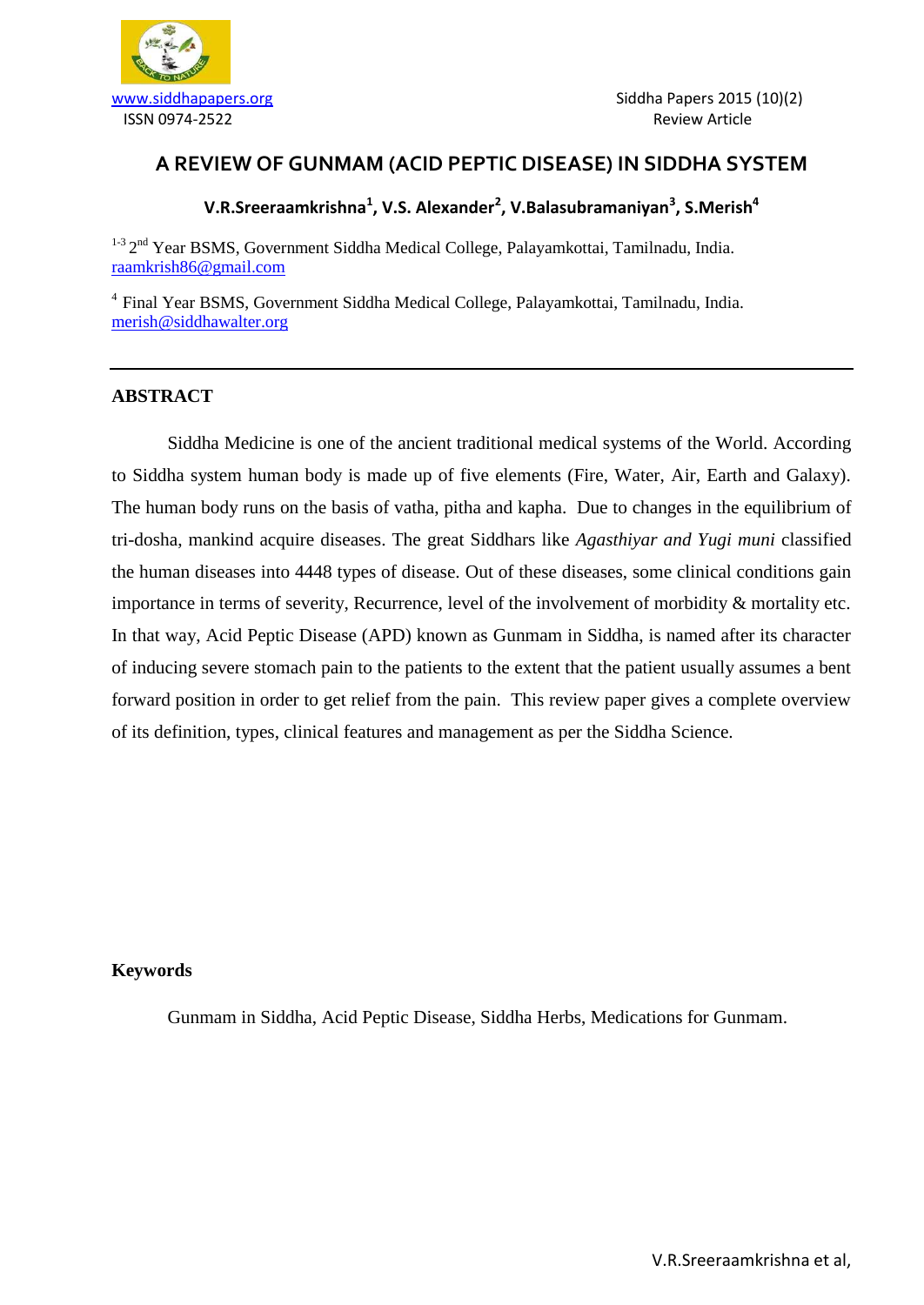www.siddhapapers.org
ISSN 0974-2522

Siddha Papers 2015 (10)(2)
Review Article

# A REVIEW OF GUNMAM (ACID PEPTIC DISEASE) IN SIDDHA SYSTEM

**V.R.Sreeraamkrishna[1], V.S. Alexander[2], V.Balasubramaniyan[3], S.Merish[4]**

[1-3] 2nd Year BSMS, Government Siddha Medical College, Palayamkottai, Tamilnadu, India.
raamkrish86@gmail.com

[4] Final Year BSMS, Government Siddha Medical College, Palayamkottai, Tamilnadu, India.
merish@siddhawalter.org

---

## ABSTRACT

Siddha Medicine is one of the ancient traditional medical systems of the World. According to Siddha system human body is made up of five elements (Fire, Water, Air, Earth and Galaxy). The human body runs on the basis of vatha, pitha and kapha. Due to changes in the equilibrium of tri-dosha, mankind acquire diseases. The great Siddhars like *Agasthiyar and Yugi muni* classified the human diseases into 4448 types of disease. Out of these diseases, some clinical conditions gain importance in terms of severity, Recurrence, level of the involvement of morbidity & mortality etc. In that way, Acid Peptic Disease (APD) known as Gunmam in Siddha, is named after its character of inducing severe stomach pain to the patients to the extent that the patient usually assumes a bent forward position in order to get relief from the pain. This review paper gives a complete overview of its definition, types, clinical features and management as per the Siddha Science.

## Keywords

Gunmam in Siddha, Acid Peptic Disease, Siddha Herbs, Medications for Gunmam.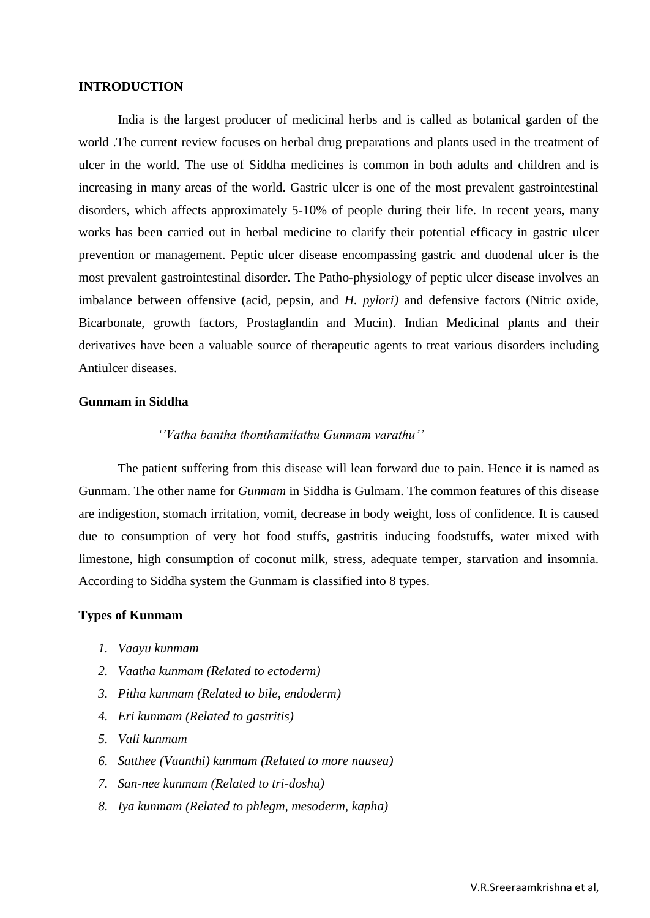## INTRODUCTION

India is the largest producer of medicinal herbs and is called as botanical garden of the world .The current review focuses on herbal drug preparations and plants used in the treatment of ulcer in the world. The use of Siddha medicines is common in both adults and children and is increasing in many areas of the world. Gastric ulcer is one of the most prevalent gastrointestinal disorders, which affects approximately 5-10% of people during their life. In recent years, many works has been carried out in herbal medicine to clarify their potential efficacy in gastric ulcer prevention or management. Peptic ulcer disease encompassing gastric and duodenal ulcer is the most prevalent gastrointestinal disorder. The Patho-physiology of peptic ulcer disease involves an imbalance between offensive (acid, pepsin, and *H. pylori)* and defensive factors (Nitric oxide, Bicarbonate, growth factors, Prostaglandin and Mucin). Indian Medicinal plants and their derivatives have been a valuable source of therapeutic agents to treat various disorders including Antiulcer diseases.

### Gunmam in Siddha

*''Vatha bantha thonthamilathu Gunmam varathu''*

The patient suffering from this disease will lean forward due to pain. Hence it is named as Gunmam. The other name for *Gunmam* in Siddha is Gulmam. The common features of this disease are indigestion, stomach irritation, vomit, decrease in body weight, loss of confidence. It is caused due to consumption of very hot food stuffs, gastritis inducing foodstuffs, water mixed with limestone, high consumption of coconut milk, stress, adequate temper, starvation and insomnia. According to Siddha system the Gunmam is classified into 8 types.

### Types of Kunmam

1. *Vaayu kunmam*
2. *Vaatha kunmam (Related to ectoderm)*
3. *Pitha kunmam (Related to bile, endoderm)*
4. *Eri kunmam (Related to gastritis)*
5. *Vali kunmam*
6. *Satthee (Vaanthi) kunmam (Related to more nausea)*
7. *San-nee kunmam (Related to tri-dosha)*
8. *Iya kunmam (Related to phlegm, mesoderm, kapha)*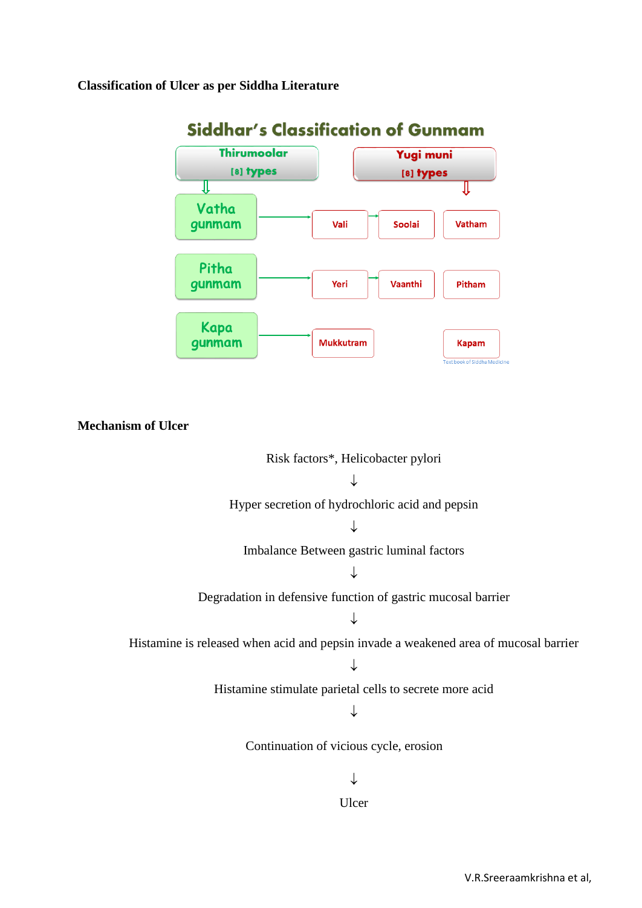**Classification of Ulcer as per Siddha Literature**

**Siddhar's Classification of Gunmam**

| Thirumoolar [8] types | | | Yugi muni [8] types |
|---|---|---|---|
| Vatha gunmam → | Vali → | Soolai | Vatham |
| Pitha gunmam → | Yeri → | Vaanthi | Pitham |
| Kapa gunmam → | Mukkutram | | Kapam |

Text book of Siddha Medicine

**Mechanism of Ulcer**

Risk factors*, Helicobacter pylori

↓

Hyper secretion of hydrochloric acid and pepsin

↓

Imbalance Between gastric luminal factors

↓

Degradation in defensive function of gastric mucosal barrier

↓

Histamine is released when acid and pepsin invade a weakened area of mucosal barrier

↓

Histamine stimulate parietal cells to secrete more acid

↓

Continuation of vicious cycle, erosion

↓

Ulcer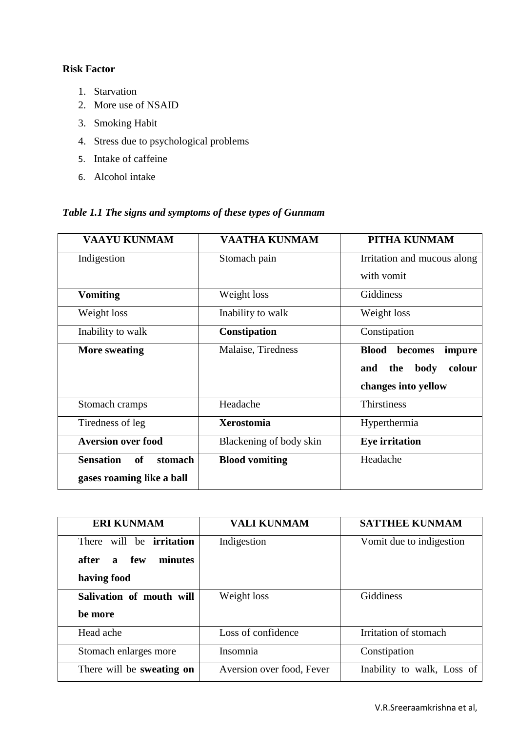**Risk Factor**

1. Starvation
2. More use of NSAID
3. Smoking Habit
4. Stress due to psychological problems
5. Intake of caffeine
6. Alcohol intake

***Table 1.1 The signs and symptoms of these types of Gunmam***

| VAAYU KUNMAM | VAATHA KUNMAM | PITHA KUNMAM |
|---|---|---|
| Indigestion | Stomach pain | Irritation and mucous along with vomit |
| **Vomiting** | Weight loss | Giddiness |
| Weight loss | Inability to walk | Weight loss |
| Inability to walk | **Constipation** | Constipation |
| **More sweating** | Malaise, Tiredness | **Blood becomes impure and the body colour changes into yellow** |
| Stomach cramps | Headache | Thirstiness |
| Tiredness of leg | **Xerostomia** | Hyperthermia |
| **Aversion over food** | Blackening of body skin | **Eye irritation** |
| **Sensation of stomach gases roaming like a ball** | **Blood vomiting** | Headache |

| ERI KUNMAM | VALI KUNMAM | SATTHEE KUNMAM |
|---|---|---|
| There will be **irritation after a few minutes having food** | Indigestion | Vomit due to indigestion |
| **Salivation of mouth will be more** | Weight loss | Giddiness |
| Head ache | Loss of confidence | Irritation of stomach |
| Stomach enlarges more | Insomnia | Constipation |
| There will be **sweating on** | Aversion over food, Fever | Inability to walk, Loss of |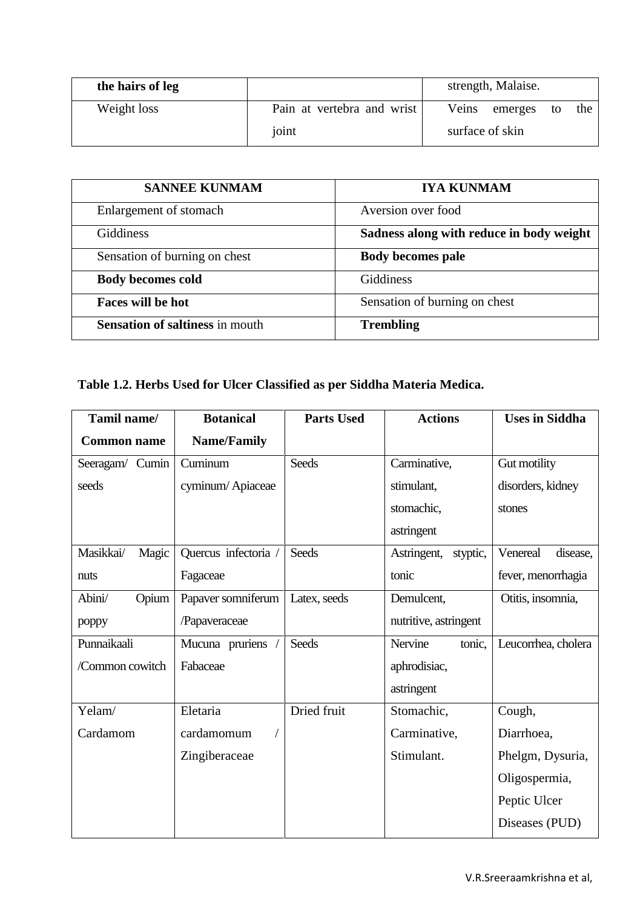| **the hairs of leg** | | strength, Malaise. |
|---|---|---|
| Weight loss | Pain at vertebra and wrist joint | Veins emerges to the surface of skin |

| SANNEE KUNMAM | IYA KUNMAM |
|---|---|
| Enlargement of stomach | Aversion over food |
| Giddiness | **Sadness along with reduce in body weight** |
| Sensation of burning on chest | **Body becomes pale** |
| **Body becomes cold** | Giddiness |
| **Faces will be hot** | Sensation of burning on chest |
| **Sensation of saltiness** in mouth | **Trembling** |

**Table 1.2. Herbs Used for Ulcer Classified as per Siddha Materia Medica.**

| Tamil name/ Common name | Botanical Name/Family | Parts Used | Actions | Uses in Siddha |
|---|---|---|---|---|
| Seeragam/ Cumin seeds | Cuminum cyminum/ Apiaceae | Seeds | Carminative, stimulant, stomachic, astringent | Gut motility disorders, kidney stones |
| Masikkai/ Magic nuts | Quercus infectoria / Fagaceae | Seeds | Astringent, styptic, tonic | Venereal disease, fever, menorrhagia |
| Abini/ Opium poppy | Papaver somniferum /Papaveraceae | Latex, seeds | Demulcent, nutritive, astringent | Otitis, insomnia, |
| Punnaikaali /Common cowitch | Mucuna pruriens / Fabaceae | Seeds | Nervine tonic, aphrodisiac, astringent | Leucorrhea, cholera |
| Yelam/ Cardamom | Eletaria cardamomum / Zingiberaceae | Dried fruit | Stomachic, Carminative, Stimulant. | Cough, Diarrhoea, Phelgm, Dysuria, Oligospermia, Peptic Ulcer Diseases (PUD) |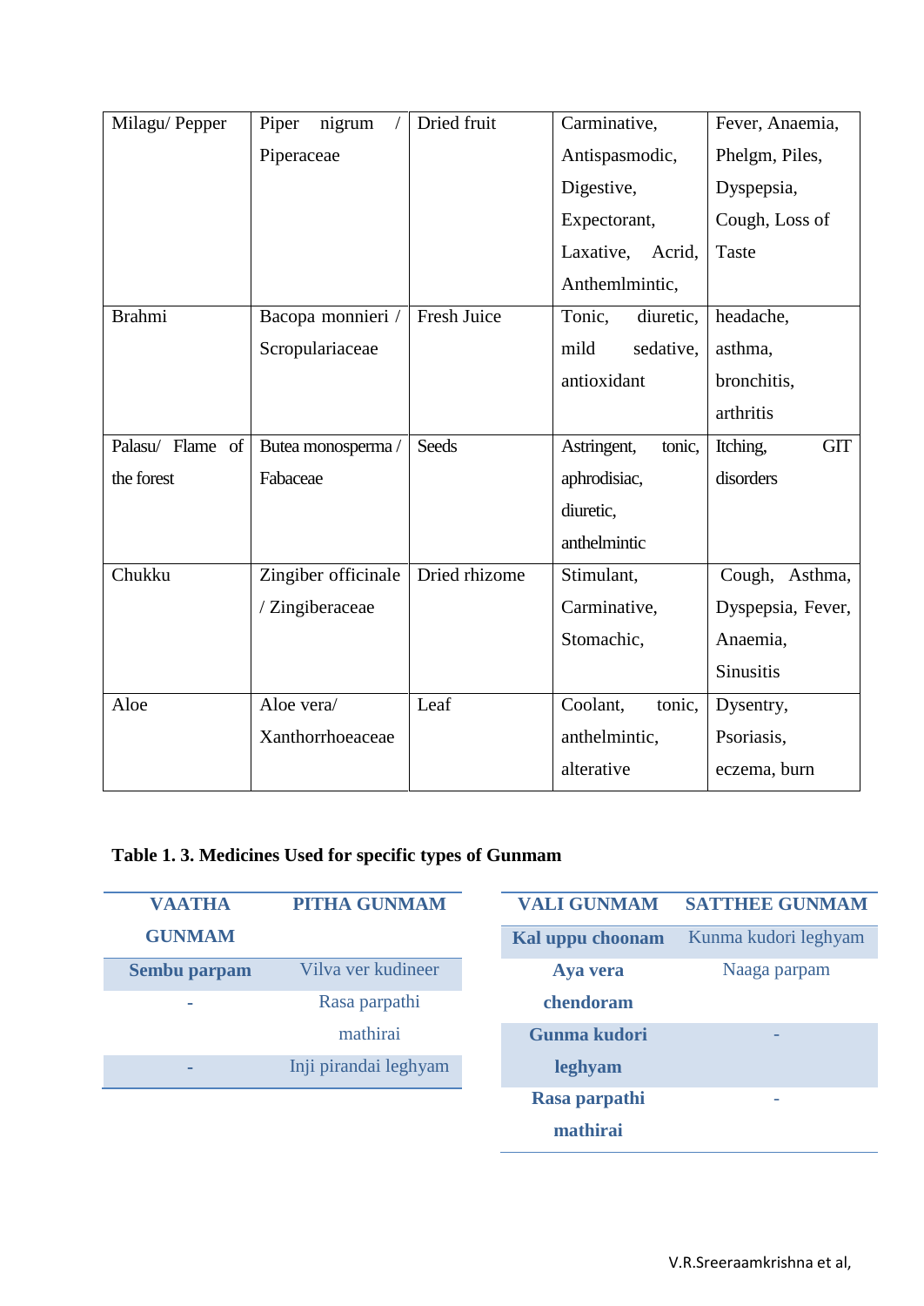| Milagu/ Pepper | Piper nigrum / Piperaceae | Dried fruit | Carminative, Antispasmodic, Digestive, Expectorant, Laxative, Acrid, Anthemlmintic, | Fever, Anaemia, Phelgm, Piles, Dyspepsia, Cough, Loss of Taste |
|---|---|---|---|---|
| Brahmi | Bacopa monnieri / Scropulariaceae | Fresh Juice | Tonic, diuretic, mild sedative, antioxidant | headache, asthma, bronchitis, arthritis |
| Palasu/ Flame of the forest | Butea monosperma / Fabaceae | Seeds | Astringent, tonic, aphrodisiac, diuretic, anthelmintic | Itching, GIT disorders |
| Chukku | Zingiber officinale / Zingiberaceae | Dried rhizome | Stimulant, Carminative, Stomachic, | Cough, Asthma, Dyspepsia, Fever, Anaemia, Sinusitis |
| Aloe | Aloe vera/ Xanthorrhoeaceae | Leaf | Coolant, tonic, anthelmintic, alterative | Dysentry, Psoriasis, eczema, burn |

**Table 1. 3. Medicines Used for specific types of Gunmam**

| VAATHA GUNMAM | PITHA GUNMAM |
|---|---|
| Sembu parpam | Vilva ver kudineer |
| - | Rasa parpathi mathirai |
| - | Inji pirandai leghyam |

| VALI GUNMAM | SATTHEE GUNMAM |
|---|---|
| Kal uppu choonam | Kunma kudori leghyam |
| Aya vera chendoram | Naaga parpam |
| Gunma kudori leghyam | - |
| Rasa parpathi mathirai | - |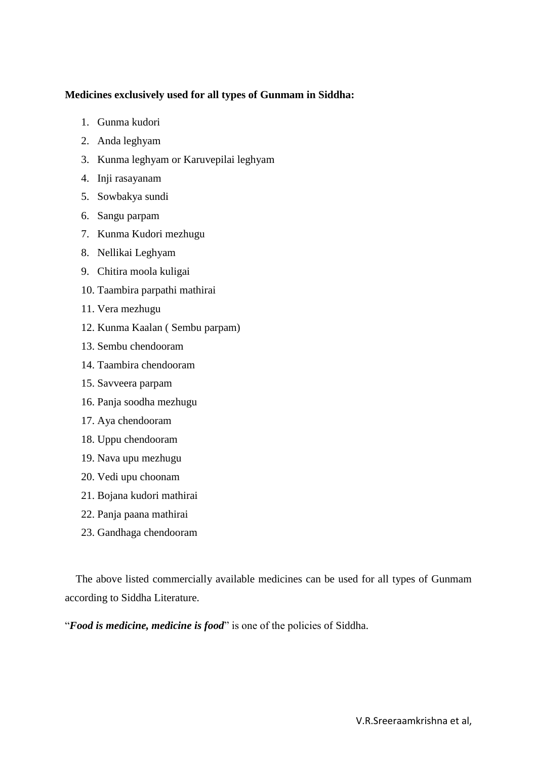**Medicines exclusively used for all types of Gunmam in Siddha:**

1. Gunma kudori
2. Anda leghyam
3. Kunma leghyam or Karuvepilai leghyam
4. Inji rasayanam
5. Sowbakya sundi
6. Sangu parpam
7. Kunma Kudori mezhugu
8. Nellikai Leghyam
9. Chitira moola kuligai
10. Taambira parpathi mathirai
11. Vera mezhugu
12. Kunma Kaalan ( Sembu parpam)
13. Sembu chendooram
14. Taambira chendooram
15. Savveera parpam
16. Panja soodha mezhugu
17. Aya chendooram
18. Uppu chendooram
19. Nava upu mezhugu
20. Vedi upu choonam
21. Bojana kudori mathirai
22. Panja paana mathirai
23. Gandhaga chendooram

The above listed commercially available medicines can be used for all types of Gunmam according to Siddha Literature.

"***Food is medicine, medicine is food***" is one of the policies of Siddha.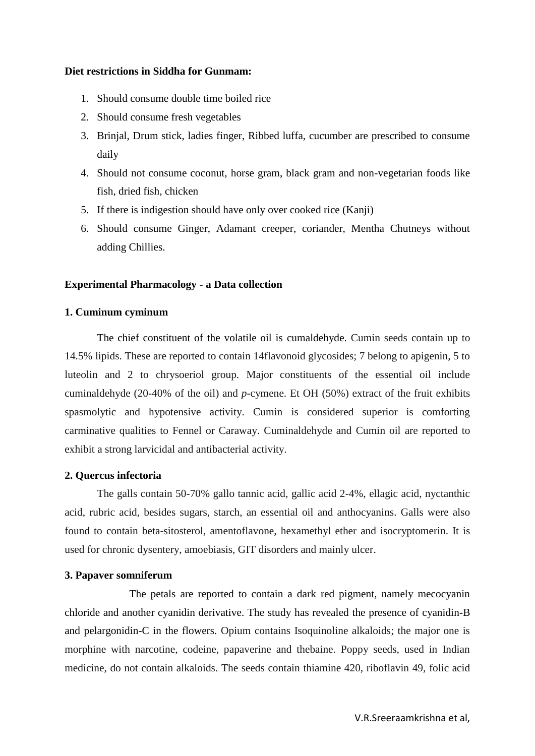**Diet restrictions in Siddha for Gunmam:**

1. Should consume double time boiled rice
2. Should consume fresh vegetables
3. Brinjal, Drum stick, ladies finger, Ribbed luffa, cucumber are prescribed to consume daily
4. Should not consume coconut, horse gram, black gram and non-vegetarian foods like fish, dried fish, chicken
5. If there is indigestion should have only over cooked rice (Kanji)
6. Should consume Ginger, Adamant creeper, coriander, Mentha Chutneys without adding Chillies.

**Experimental Pharmacology - a Data collection**

**1. Cuminum cyminum**

The chief constituent of the volatile oil is cumaldehyde. Cumin seeds contain up to 14.5% lipids. These are reported to contain 14flavonoid glycosides; 7 belong to apigenin, 5 to luteolin and 2 to chrysoeriol group. Major constituents of the essential oil include cuminaldehyde (20-40% of the oil) and *p*-cymene. Et OH (50%) extract of the fruit exhibits spasmolytic and hypotensive activity. Cumin is considered superior is comforting carminative qualities to Fennel or Caraway. Cuminaldehyde and Cumin oil are reported to exhibit a strong larvicidal and antibacterial activity.

**2. Quercus infectoria**

The galls contain 50-70% gallo tannic acid, gallic acid 2-4%, ellagic acid, nyctanthic acid, rubric acid, besides sugars, starch, an essential oil and anthocyanins. Galls were also found to contain beta-sitosterol, amentoflavone, hexamethyl ether and isocryptomerin. It is used for chronic dysentery, amoebiasis, GIT disorders and mainly ulcer.

**3. Papaver somniferum**

The petals are reported to contain a dark red pigment, namely mecocyanin chloride and another cyanidin derivative. The study has revealed the presence of cyanidin-B and pelargonidin-C in the flowers. Opium contains Isoquinoline alkaloids; the major one is morphine with narcotine, codeine, papaverine and thebaine. Poppy seeds, used in Indian medicine, do not contain alkaloids. The seeds contain thiamine 420, riboflavin 49, folic acid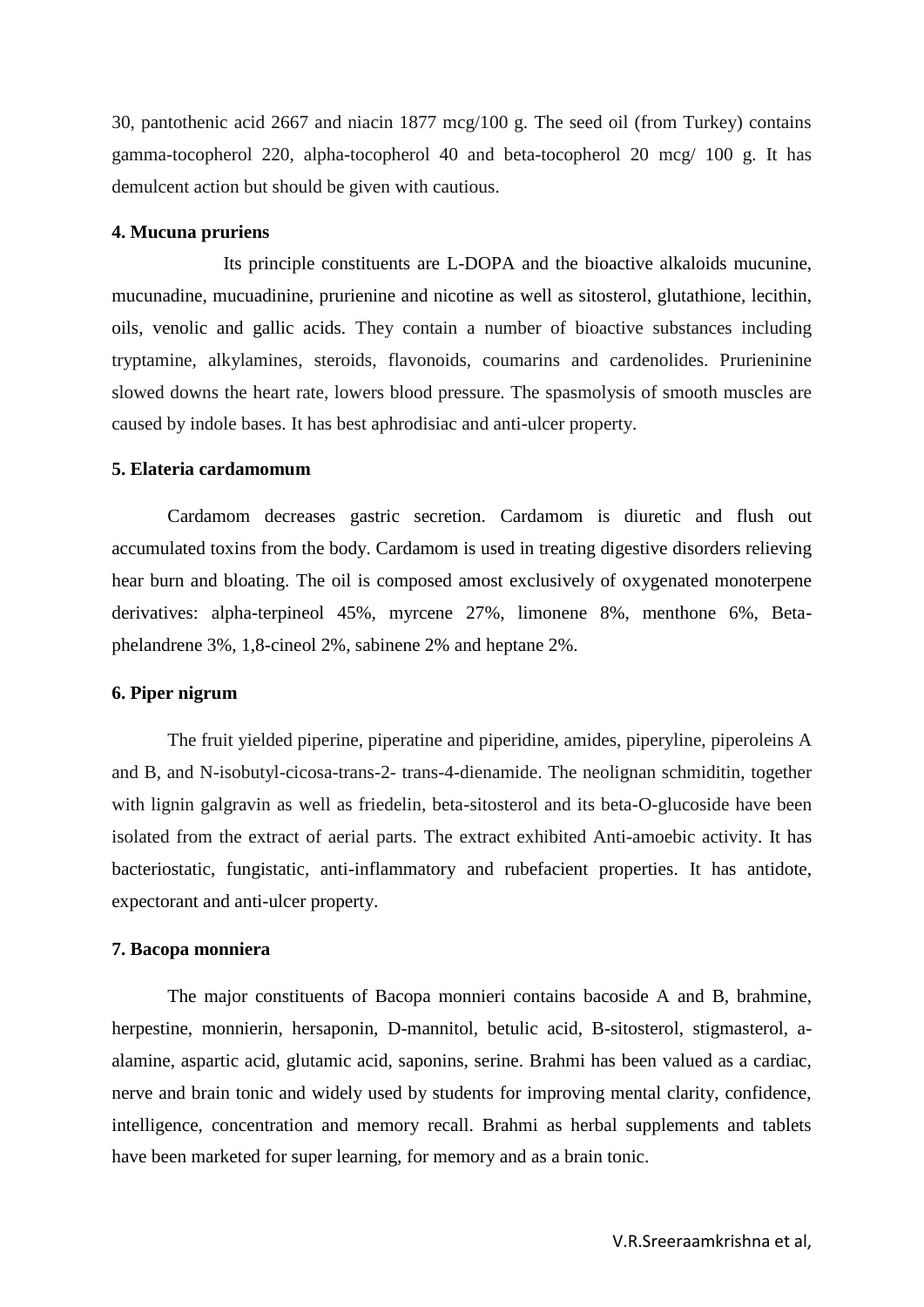30, pantothenic acid 2667 and niacin 1877 mcg/100 g. The seed oil (from Turkey) contains gamma-tocopherol 220, alpha-tocopherol 40 and beta-tocopherol 20 mcg/ 100 g. It has demulcent action but should be given with cautious.

**4. Mucuna pruriens**

Its principle constituents are L-DOPA and the bioactive alkaloids mucunine, mucunadine, mucuadinine, prurienine and nicotine as well as sitosterol, glutathione, lecithin, oils, venolic and gallic acids. They contain a number of bioactive substances including tryptamine, alkylamines, steroids, flavonoids, coumarins and cardenolides. Prurieninine slowed downs the heart rate, lowers blood pressure. The spasmolysis of smooth muscles are caused by indole bases. It has best aphrodisiac and anti-ulcer property.

**5. Elateria cardamomum**

Cardamom decreases gastric secretion. Cardamom is diuretic and flush out accumulated toxins from the body. Cardamom is used in treating digestive disorders relieving hear burn and bloating. The oil is composed amost exclusively of oxygenated monoterpene derivatives: alpha-terpineol 45%, myrcene 27%, limonene 8%, menthone 6%, Beta-phelandrene 3%, 1,8-cineol 2%, sabinene 2% and heptane 2%.

**6. Piper nigrum**

The fruit yielded piperine, piperatine and piperidine, amides, piperyline, piperoleins A and B, and N-isobutyl-cicosa-trans-2- trans-4-dienamide. The neolignan schmiditin, together with lignin galgravin as well as friedelin, beta-sitosterol and its beta-O-glucoside have been isolated from the extract of aerial parts. The extract exhibited Anti-amoebic activity. It has bacteriostatic, fungistatic, anti-inflammatory and rubefacient properties. It has antidote, expectorant and anti-ulcer property.

**7. Bacopa monniera**

The major constituents of Bacopa monnieri contains bacoside A and B, brahmine, herpestine, monnierin, hersaponin, D-mannitol, betulic acid, B-sitosterol, stigmasterol, a-alamine, aspartic acid, glutamic acid, saponins, serine. Brahmi has been valued as a cardiac, nerve and brain tonic and widely used by students for improving mental clarity, confidence, intelligence, concentration and memory recall. Brahmi as herbal supplements and tablets have been marketed for super learning, for memory and as a brain tonic.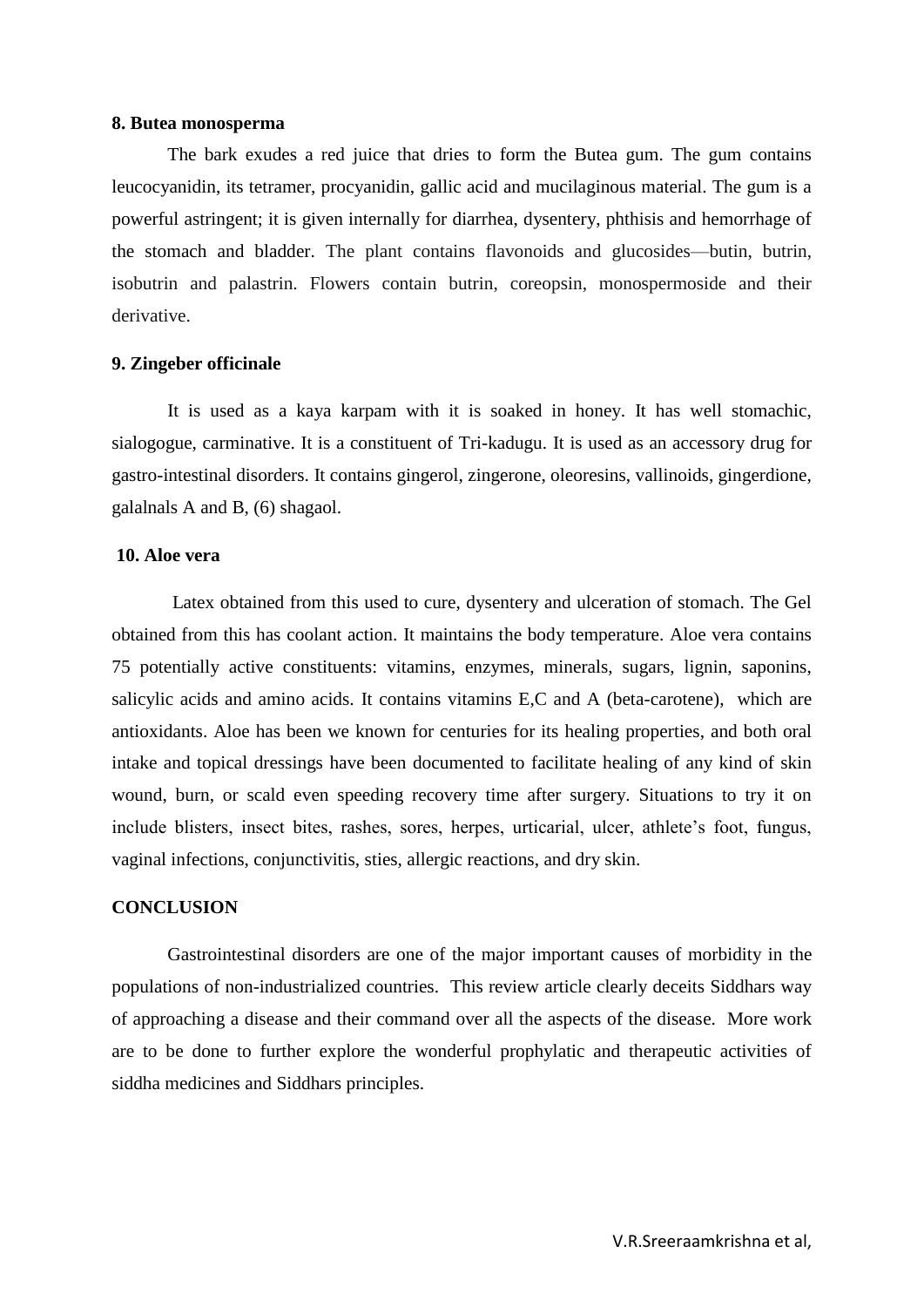**8. Butea monosperma**

The bark exudes a red juice that dries to form the Butea gum. The gum contains leucocyanidin, its tetramer, procyanidin, gallic acid and mucilaginous material. The gum is a powerful astringent; it is given internally for diarrhea, dysentery, phthisis and hemorrhage of the stomach and bladder. The plant contains flavonoids and glucosides—butin, butrin, isobutrin and palastrin. Flowers contain butrin, coreopsin, monospermoside and their derivative.

**9. Zingeber officinale**

It is used as a kaya karpam with it is soaked in honey. It has well stomachic, sialogogue, carminative. It is a constituent of Tri-kadugu. It is used as an accessory drug for gastro-intestinal disorders. It contains gingerol, zingerone, oleoresins, vallinoids, gingerdione, galalnals A and B, (6) shagaol.

**10. Aloe vera**

Latex obtained from this used to cure, dysentery and ulceration of stomach. The Gel obtained from this has coolant action. It maintains the body temperature. Aloe vera contains 75 potentially active constituents: vitamins, enzymes, minerals, sugars, lignin, saponins, salicylic acids and amino acids. It contains vitamins E,C and A (beta-carotene), which are antioxidants. Aloe has been we known for centuries for its healing properties, and both oral intake and topical dressings have been documented to facilitate healing of any kind of skin wound, burn, or scald even speeding recovery time after surgery. Situations to try it on include blisters, insect bites, rashes, sores, herpes, urticarial, ulcer, athlete's foot, fungus, vaginal infections, conjunctivitis, sties, allergic reactions, and dry skin.

**CONCLUSION**

Gastrointestinal disorders are one of the major important causes of morbidity in the populations of non-industrialized countries. This review article clearly deceits Siddhars way of approaching a disease and their command over all the aspects of the disease. More work are to be done to further explore the wonderful prophylatic and therapeutic activities of siddha medicines and Siddhars principles.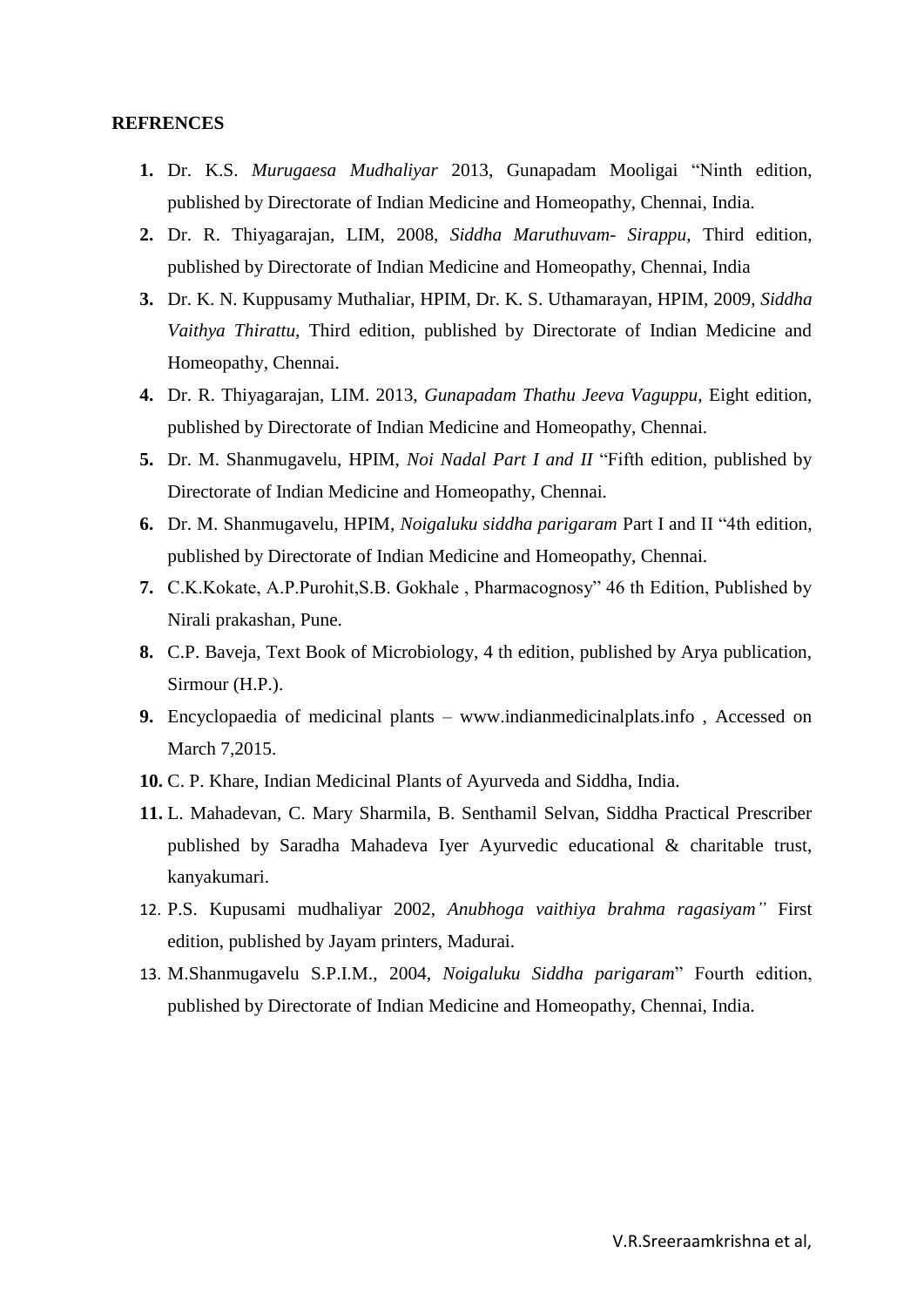**REFRENCES**

1. Dr. K.S. *Murugaesa Mudhaliyar* 2013, Gunapadam Mooligai "Ninth edition, published by Directorate of Indian Medicine and Homeopathy, Chennai, India.
2. Dr. R. Thiyagarajan, LIM, 2008, *Siddha Maruthuvam- Sirappu*, Third edition, published by Directorate of Indian Medicine and Homeopathy, Chennai, India
3. Dr. K. N. Kuppusamy Muthaliar, HPIM, Dr. K. S. Uthamarayan, HPIM, 2009, *Siddha Vaithya Thirattu*, Third edition, published by Directorate of Indian Medicine and Homeopathy, Chennai.
4. Dr. R. Thiyagarajan, LIM. 2013, *Gunapadam Thathu Jeeva Vaguppu*, Eight edition, published by Directorate of Indian Medicine and Homeopathy, Chennai.
5. Dr. M. Shanmugavelu, HPIM, *Noi Nadal Part I and II* "Fifth edition, published by Directorate of Indian Medicine and Homeopathy, Chennai.
6. Dr. M. Shanmugavelu, HPIM, *Noigaluku siddha parigaram* Part I and II "4th edition, published by Directorate of Indian Medicine and Homeopathy, Chennai.
7. C.K.Kokate, A.P.Purohit,S.B. Gokhale , Pharmacognosy" 46 th Edition, Published by Nirali prakashan, Pune.
8. C.P. Baveja, Text Book of Microbiology, 4 th edition, published by Arya publication, Sirmour (H.P.).
9. Encyclopaedia of medicinal plants – www.indianmedicinalplats.info , Accessed on March 7,2015.
10. C. P. Khare, Indian Medicinal Plants of Ayurveda and Siddha, India.
11. L. Mahadevan, C. Mary Sharmila, B. Senthamil Selvan, Siddha Practical Prescriber published by Saradha Mahadeva Iyer Ayurvedic educational & charitable trust, kanyakumari.
12. P.S. Kupusami mudhaliyar 2002, *Anubhoga vaithiya brahma ragasiyam"* First edition, published by Jayam printers, Madurai.
13. M.Shanmugavelu S.P.I.M., 2004, *Noigaluku Siddha parigaram*" Fourth edition, published by Directorate of Indian Medicine and Homeopathy, Chennai, India.